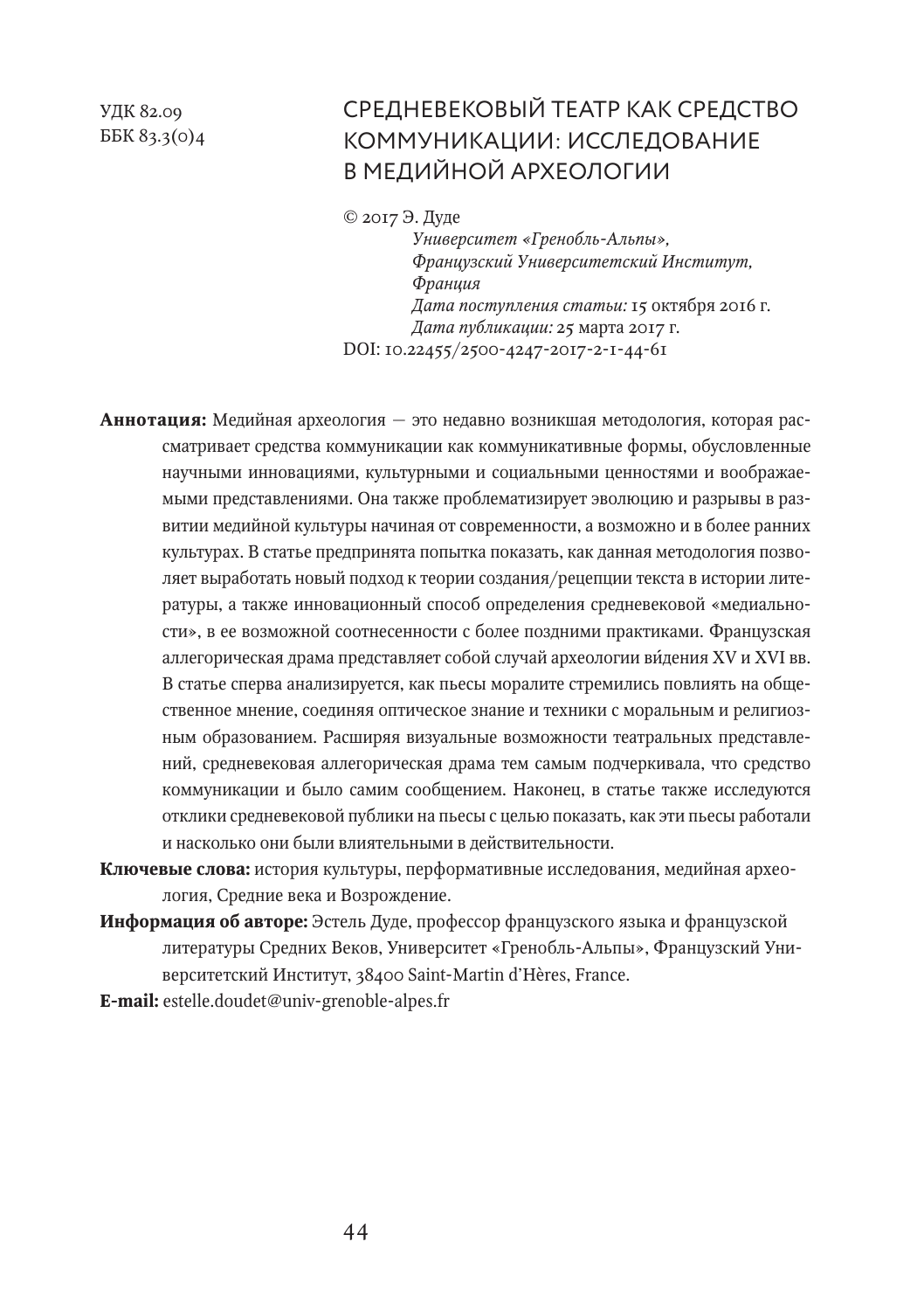УДК 82.09
ББК 83.3(0)4

# СРЕДНЕВЕКОВЫЙ ТЕАТР КАК СРЕДСТВО КОММУНИКАЦИИ: ИССЛЕДОВАНИЕ В МЕДИЙНОЙ АРХЕОЛОГИИ

© 2017 Э. Дуде

*Университет «Гренобль-Альпы», Французский Университетский Институт, Франция*

*Дата поступления статьи:* 15 октября 2016 г.

*Дата публикации:* 25 марта 2017 г.

DOI: 10.22455/2500-4247-2017-2-1-44-61

**Аннотация:** Медийная археология — это недавно возникшая методология, которая рассматривает средства коммуникации как коммуникативные формы, обусловленные научными инновациями, культурными и социальными ценностями и воображаемыми представлениями. Она также проблематизирует эволюцию и разрывы в развитии медийной культуры начиная от современности, а возможно и в более ранних культурах. В статье предпринята попытка показать, как данная методология позволяет выработать новый подход к теории создания/рецепции текста в истории литературы, а также инновационный способ определения средневековой «медиальности», в ее возможной соотнесенности с более поздними практиками. Французская аллегорическая драма представляет собой случай археологии ви́дения XV и XVI вв. В статье сперва анализируется, как пьесы моралите стремились повлиять на общественное мнение, соединяя оптическое знание и техники с моральным и религиозным образованием. Расширяя визуальные возможности театральных представлений, средневековая аллегорическая драма тем самым подчеркивала, что средство коммуникации и было самим сообщением. Наконец, в статье также исследуются отклики средневековой публики на пьесы с целью показать, как эти пьесы работали и насколько они были влиятельными в действительности.

**Ключевые слова:** история культуры, перформативные исследования, медийная археология, Средние века и Возрождение.

**Информация об авторе:** Эстель Дуде, профессор французского языка и французской литературы Средних Веков, Университет «Гренобль-Альпы», Французский Университетский Институт, 38400 Saint-Martin d'Hères, France.

**E-mail:** estelle.doudet@univ-grenoble-alpes.fr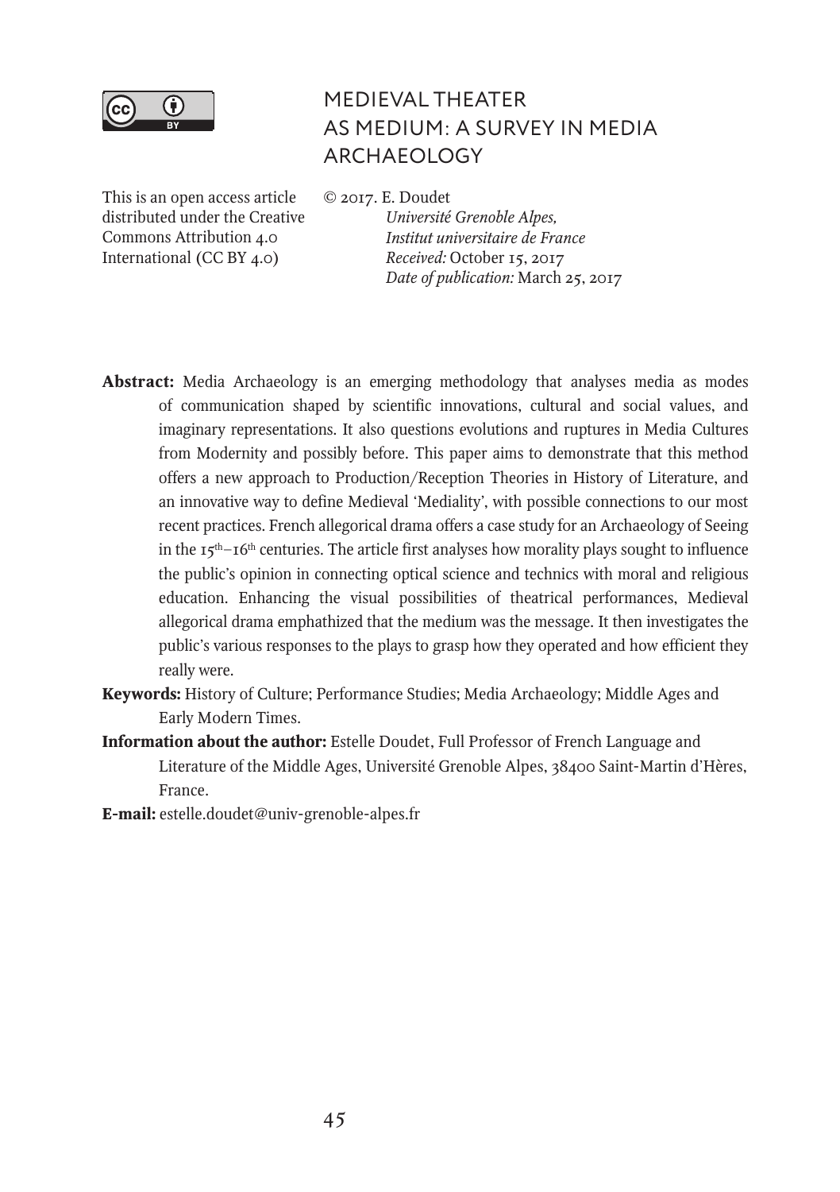# MEDIEVAL THEATER AS MEDIUM: A SURVEY IN MEDIA ARCHAEOLOGY

This is an open access article distributed under the Creative Commons Attribution 4.0 International (CC BY 4.0)

© 2017. E. Doudet
*Université Grenoble Alpes,*
*Institut universitaire de France*
*Received:* October 15, 2017
*Date of publication:* March 25, 2017

**Abstract:** Media Archaeology is an emerging methodology that analyses media as modes of communication shaped by scientific innovations, cultural and social values, and imaginary representations. It also questions evolutions and ruptures in Media Cultures from Modernity and possibly before. This paper aims to demonstrate that this method offers a new approach to Production/Reception Theories in History of Literature, and an innovative way to define Medieval 'Mediality', with possible connections to our most recent practices. French allegorical drama offers a case study for an Archaeology of Seeing in the 15th–16th centuries. The article first analyses how morality plays sought to influence the public's opinion in connecting optical science and technics with moral and religious education. Enhancing the visual possibilities of theatrical performances, Medieval allegorical drama emphathized that the medium was the message. It then investigates the public's various responses to the plays to grasp how they operated and how efficient they really were.

**Keywords:** History of Culture; Performance Studies; Media Archaeology; Middle Ages and Early Modern Times.

**Information about the author:** Estelle Doudet, Full Professor of French Language and Literature of the Middle Ages, Université Grenoble Alpes, 38400 Saint-Martin d'Hères, France.

**E-mail:** estelle.doudet@univ-grenoble-alpes.fr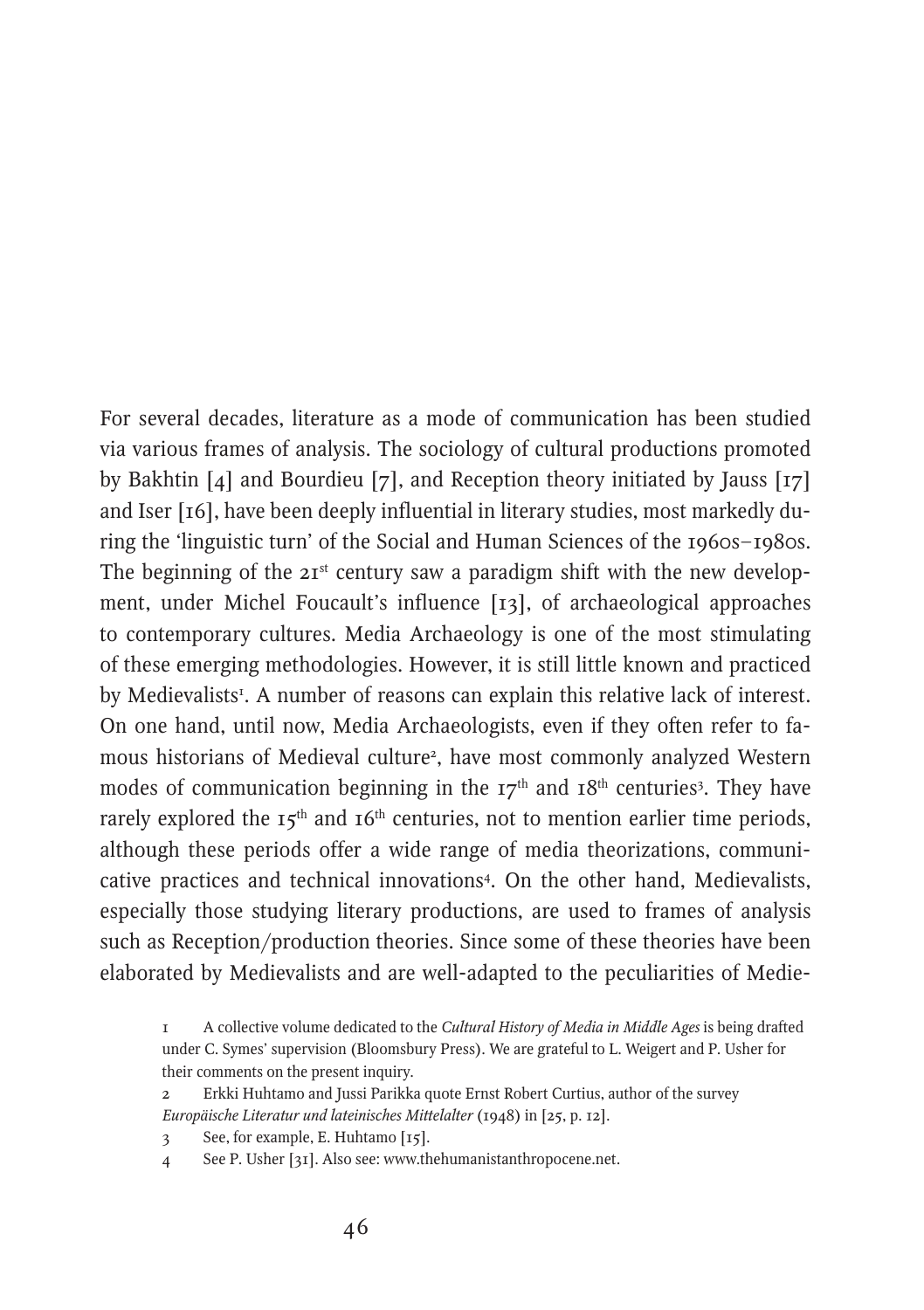For several decades, literature as a mode of communication has been studied via various frames of analysis. The sociology of cultural productions promoted by Bakhtin [4] and Bourdieu [7], and Reception theory initiated by Jauss [17] and Iser [16], have been deeply influential in literary studies, most markedly during the 'linguistic turn' of the Social and Human Sciences of the 1960s–1980s. The beginning of the 21st century saw a paradigm shift with the new development, under Michel Foucault's influence [13], of archaeological approaches to contemporary cultures. Media Archaeology is one of the most stimulating of these emerging methodologies. However, it is still little known and practiced by Medievalists[1]. A number of reasons can explain this relative lack of interest. On one hand, until now, Media Archaeologists, even if they often refer to famous historians of Medieval culture[2], have most commonly analyzed Western modes of communication beginning in the 17th and 18th centuries[3]. They have rarely explored the 15th and 16th centuries, not to mention earlier time periods, although these periods offer a wide range of media theorizations, communicative practices and technical innovations[4]. On the other hand, Medievalists, especially those studying literary productions, are used to frames of analysis such as Reception/production theories. Since some of these theories have been elaborated by Medievalists and are well-adapted to the peculiarities of Medie-

1 A collective volume dedicated to the *Cultural History of Media in Middle Ages* is being drafted under C. Symes' supervision (Bloomsbury Press). We are grateful to L. Weigert and P. Usher for their comments on the present inquiry.

2 Erkki Huhtamo and Jussi Parikka quote Ernst Robert Curtius, author of the survey *Europäische Literatur und lateinisches Mittelalter* (1948) in [25, p. 12].

3 See, for example, E. Huhtamo [15].

4 See P. Usher [31]. Also see: www.thehumanistanthropocene.net.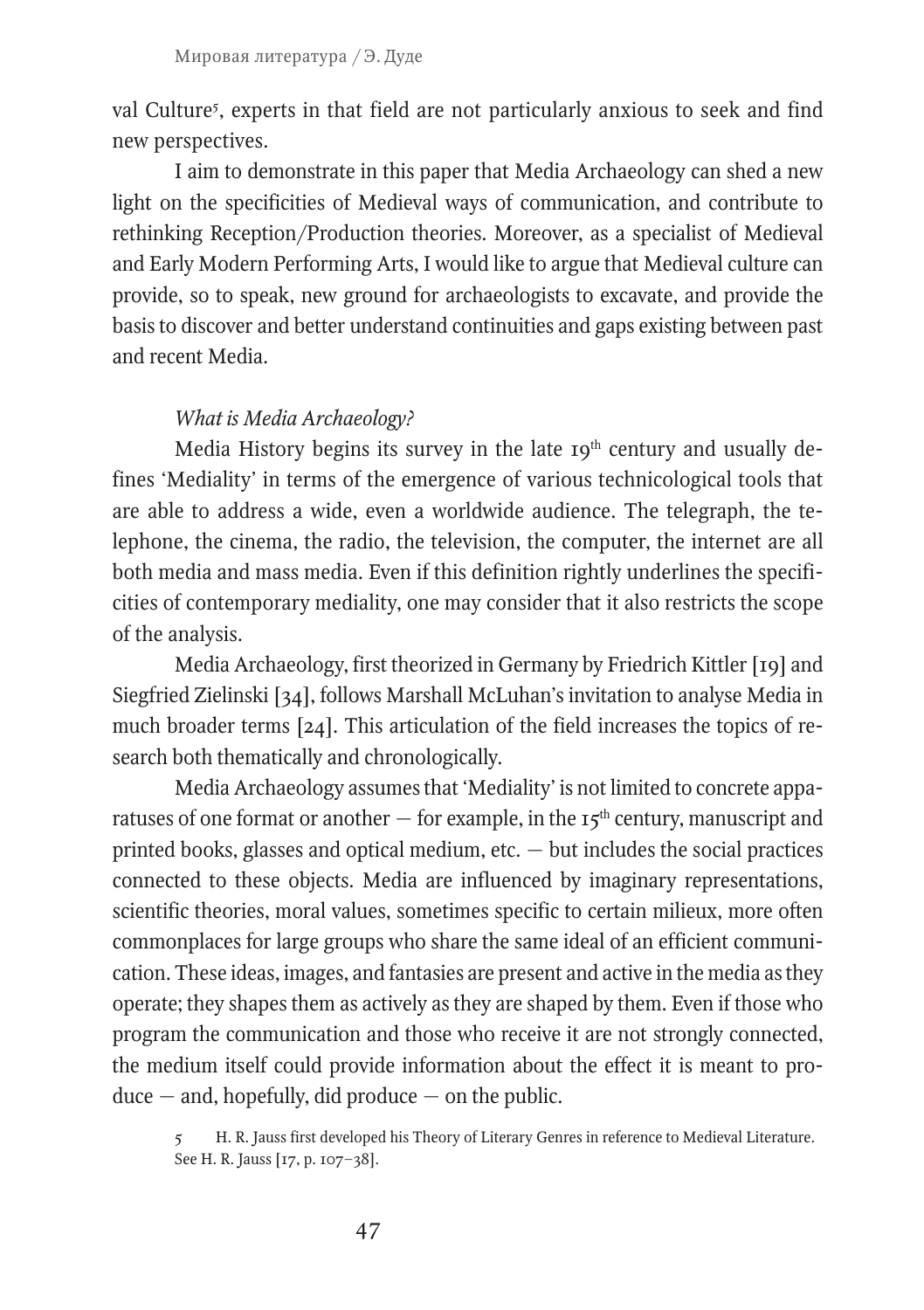val Culture[5], experts in that field are not particularly anxious to seek and find new perspectives.

I aim to demonstrate in this paper that Media Archaeology can shed a new light on the specificities of Medieval ways of communication, and contribute to rethinking Reception/Production theories. Moreover, as a specialist of Medieval and Early Modern Performing Arts, I would like to argue that Medieval culture can provide, so to speak, new ground for archaeologists to excavate, and provide the basis to discover and better understand continuities and gaps existing between past and recent Media.

*What is Media Archaeology?*

Media History begins its survey in the late 19th century and usually defines 'Mediality' in terms of the emergence of various technicological tools that are able to address a wide, even a worldwide audience. The telegraph, the telephone, the cinema, the radio, the television, the computer, the internet are all both media and mass media. Even if this definition rightly underlines the specificities of contemporary mediality, one may consider that it also restricts the scope of the analysis.

Media Archaeology, first theorized in Germany by Friedrich Kittler [19] and Siegfried Zielinski [34], follows Marshall McLuhan's invitation to analyse Media in much broader terms [24]. This articulation of the field increases the topics of research both thematically and chronologically.

Media Archaeology assumes that 'Mediality' is not limited to concrete apparatuses of one format or another — for example, in the 15th century, manuscript and printed books, glasses and optical medium, etc. — but includes the social practices connected to these objects. Media are influenced by imaginary representations, scientific theories, moral values, sometimes specific to certain milieux, more often commonplaces for large groups who share the same ideal of an efficient communication. These ideas, images, and fantasies are present and active in the media as they operate; they shapes them as actively as they are shaped by them. Even if those who program the communication and those who receive it are not strongly connected, the medium itself could provide information about the effect it is meant to produce — and, hopefully, did produce — on the public.

5 H. R. Jauss first developed his Theory of Literary Genres in reference to Medieval Literature. See H. R. Jauss [17, p. 107–38].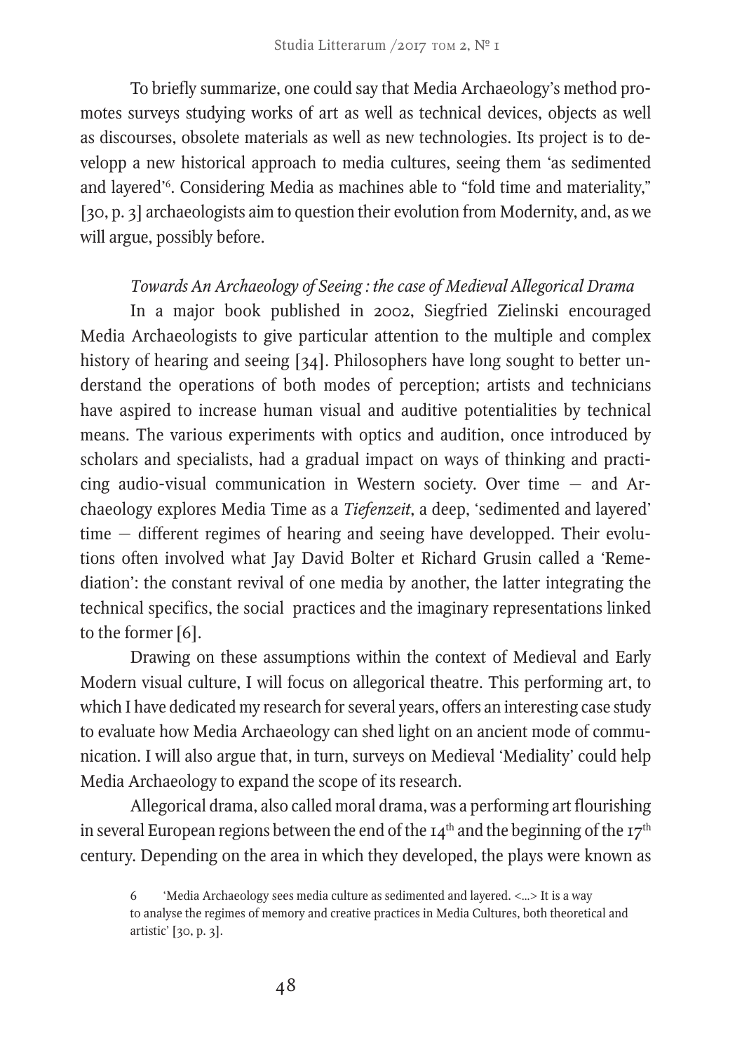To briefly summarize, one could say that Media Archaeology's method promotes surveys studying works of art as well as technical devices, objects as well as discourses, obsolete materials as well as new technologies. Its project is to developp a new historical approach to media cultures, seeing them 'as sedimented and layered'[6]. Considering Media as machines able to "fold time and materiality," [30, p. 3] archaeologists aim to question their evolution from Modernity, and, as we will argue, possibly before.

*Towards An Archaeology of Seeing : the case of Medieval Allegorical Drama*

In a major book published in 2002, Siegfried Zielinski encouraged Media Archaeologists to give particular attention to the multiple and complex history of hearing and seeing [34]. Philosophers have long sought to better understand the operations of both modes of perception; artists and technicians have aspired to increase human visual and auditive potentialities by technical means. The various experiments with optics and audition, once introduced by scholars and specialists, had a gradual impact on ways of thinking and practicing audio-visual communication in Western society. Over time — and Archaeology explores Media Time as a *Tiefenzeit*, a deep, 'sedimented and layered' time — different regimes of hearing and seeing have developped. Their evolutions often involved what Jay David Bolter et Richard Grusin called a 'Remediation': the constant revival of one media by another, the latter integrating the technical specifics, the social practices and the imaginary representations linked to the former [6].

Drawing on these assumptions within the context of Medieval and Early Modern visual culture, I will focus on allegorical theatre. This performing art, to which I have dedicated my research for several years, offers an interesting case study to evaluate how Media Archaeology can shed light on an ancient mode of communication. I will also argue that, in turn, surveys on Medieval 'Mediality' could help Media Archaeology to expand the scope of its research.

Allegorical drama, also called moral drama, was a performing art flourishing in several European regions between the end of the 14th and the beginning of the 17th century. Depending on the area in which they developed, the plays were known as

6 'Media Archaeology sees media culture as sedimented and layered. <...> It is a way to analyse the regimes of memory and creative practices in Media Cultures, both theoretical and artistic' [30, p. 3].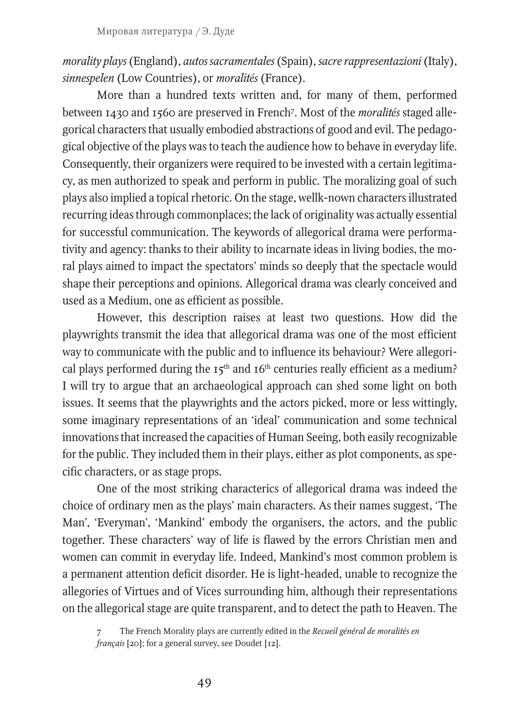*morality plays* (England), *autos sacramentales* (Spain), *sacre rappresentazioni* (Italy), *sinnespelen* (Low Countries), or *moralités* (France).

More than a hundred texts written and, for many of them, performed between 1430 and 1560 are preserved in French[7]. Most of the *moralités* staged allegorical characters that usually embodied abstractions of good and evil. The pedagogical objective of the plays was to teach the audience how to behave in everyday life. Consequently, their organizers were required to be invested with a certain legitimacy, as men authorized to speak and perform in public. The moralizing goal of such plays also implied a topical rhetoric. On the stage, wellk-nown characters illustrated recurring ideas through commonplaces; the lack of originality was actually essential for successful communication. The keywords of allegorical drama were performativity and agency: thanks to their ability to incarnate ideas in living bodies, the moral plays aimed to impact the spectators' minds so deeply that the spectacle would shape their perceptions and opinions. Allegorical drama was clearly conceived and used as a Medium, one as efficient as possible.

However, this description raises at least two questions. How did the playwrights transmit the idea that allegorical drama was one of the most efficient way to communicate with the public and to influence its behaviour? Were allegorical plays performed during the 15th and 16th centuries really efficient as a medium? I will try to argue that an archaeological approach can shed some light on both issues. It seems that the playwrights and the actors picked, more or less wittingly, some imaginary representations of an 'ideal' communication and some technical innovations that increased the capacities of Human Seeing, both easily recognizable for the public. They included them in their plays, either as plot components, as specific characters, or as stage props.

One of the most striking characterics of allegorical drama was indeed the choice of ordinary men as the plays' main characters. As their names suggest, 'The Man', 'Everyman', 'Mankind' embody the organisers, the actors, and the public together. These characters' way of life is flawed by the errors Christian men and women can commit in everyday life. Indeed, Mankind's most common problem is a permanent attention deficit disorder. He is light-headed, unable to recognize the allegories of Virtues and of Vices surrounding him, although their representations on the allegorical stage are quite transparent, and to detect the path to Heaven. The

7 The French Morality plays are currently edited in the *Recueil général de moralités en français* [20]; for a general survey, see Doudet [12].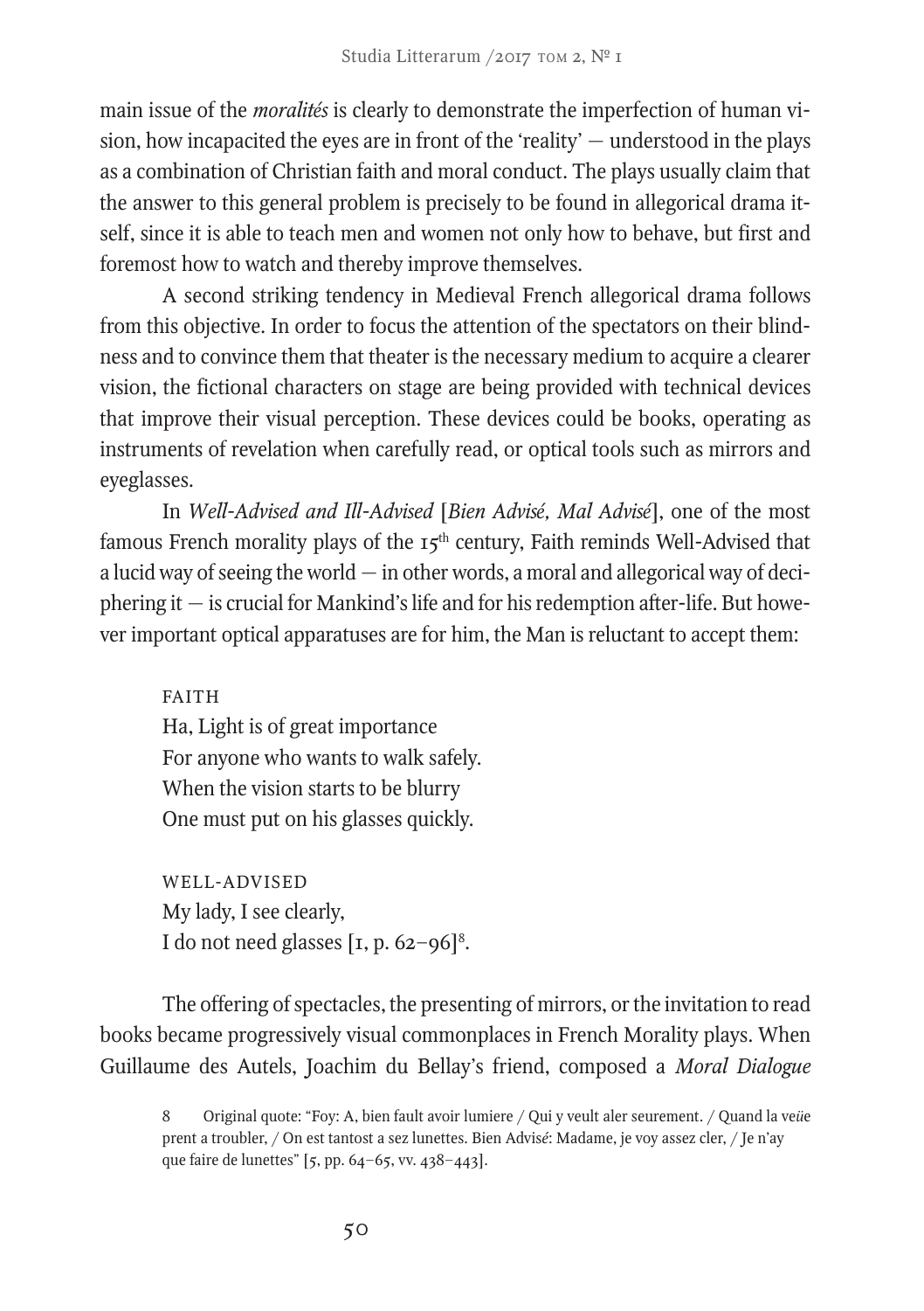main issue of the *moralités* is clearly to demonstrate the imperfection of human vision, how incapacited the eyes are in front of the 'reality' — understood in the plays as a combination of Christian faith and moral conduct. The plays usually claim that the answer to this general problem is precisely to be found in allegorical drama itself, since it is able to teach men and women not only how to behave, but first and foremost how to watch and thereby improve themselves.

A second striking tendency in Medieval French allegorical drama follows from this objective. In order to focus the attention of the spectators on their blindness and to convince them that theater is the necessary medium to acquire a clearer vision, the fictional characters on stage are being provided with technical devices that improve their visual perception. These devices could be books, operating as instruments of revelation when carefully read, or optical tools such as mirrors and eyeglasses.

In *Well-Advised and Ill-Advised* [*Bien Advisé, Mal Advisé*], one of the most famous French morality plays of the 15th century, Faith reminds Well-Advised that a lucid way of seeing the world — in other words, a moral and allegorical way of deciphering it — is crucial for Mankind's life and for his redemption after-life. But however important optical apparatuses are for him, the Man is reluctant to accept them:

> FAITH
> Ha, Light is of great importance
> For anyone who wants to walk safely.
> When the vision starts to be blurry
> One must put on his glasses quickly.
>
> WELL-ADVISED
> My lady, I see clearly,
> I do not need glasses [1, p. 62–96][8].

The offering of spectacles, the presenting of mirrors, or the invitation to read books became progressively visual commonplaces in French Morality plays. When Guillaume des Autels, Joachim du Bellay's friend, composed a *Moral Dialogue*

8 Original quote: "Foy: A, bien fault avoir lumiere / Qui y veult aler seurement. / Quand la veüe prent a troubler, / On est tantost a sez lunettes. Bien Advisé: Madame, je voy assez cler, / Je n'ay que faire de lunettes" [5, pp. 64–65, vv. 438–443].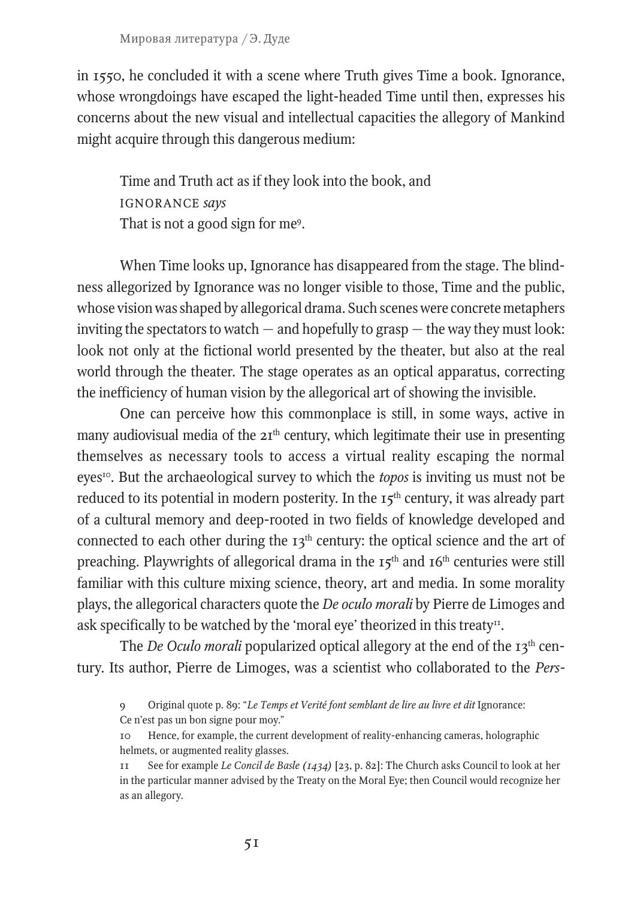in 1550, he concluded it with a scene where Truth gives Time a book. Ignorance, whose wrongdoings have escaped the light-headed Time until then, expresses his concerns about the new visual and intellectual capacities the allegory of Mankind might acquire through this dangerous medium:

> Time and Truth act as if they look into the book, and
> IGNORANCE *says*
> That is not a good sign for me[9].

When Time looks up, Ignorance has disappeared from the stage. The blindness allegorized by Ignorance was no longer visible to those, Time and the public, whose vision was shaped by allegorical drama. Such scenes were concrete metaphers inviting the spectators to watch — and hopefully to grasp — the way they must look: look not only at the fictional world presented by the theater, but also at the real world through the theater. The stage operates as an optical apparatus, correcting the inefficiency of human vision by the allegorical art of showing the invisible.

One can perceive how this commonplace is still, in some ways, active in many audiovisual media of the 21th century, which legitimate their use in presenting themselves as necessary tools to access a virtual reality escaping the normal eyes[10]. But the archaeological survey to which the *topos* is inviting us must not be reduced to its potential in modern posterity. In the 15th century, it was already part of a cultural memory and deep-rooted in two fields of knowledge developed and connected to each other during the 13th century: the optical science and the art of preaching. Playwrights of allegorical drama in the 15th and 16th centuries were still familiar with this culture mixing science, theory, art and media. In some morality plays, the allegorical characters quote the *De oculo morali* by Pierre de Limoges and ask specifically to be watched by the 'moral eye' theorized in this treaty[11].

The *De Oculo morali* popularized optical allegory at the end of the 13th century. Its author, Pierre de Limoges, was a scientist who collaborated to the *Pers-*

---

9 Original quote p. 89: "*Le Temps et Verité font semblant de lire au livre et dit* Ignorance: Ce n'est pas un bon signe pour moy."

10 Hence, for example, the current development of reality-enhancing cameras, holographic helmets, or augmented reality glasses.

11 See for example *Le Concil de Basle (1434)* [23, p. 82]: The Church asks Council to look at her in the particular manner advised by the Treaty on the Moral Eye; then Council would recognize her as an allegory.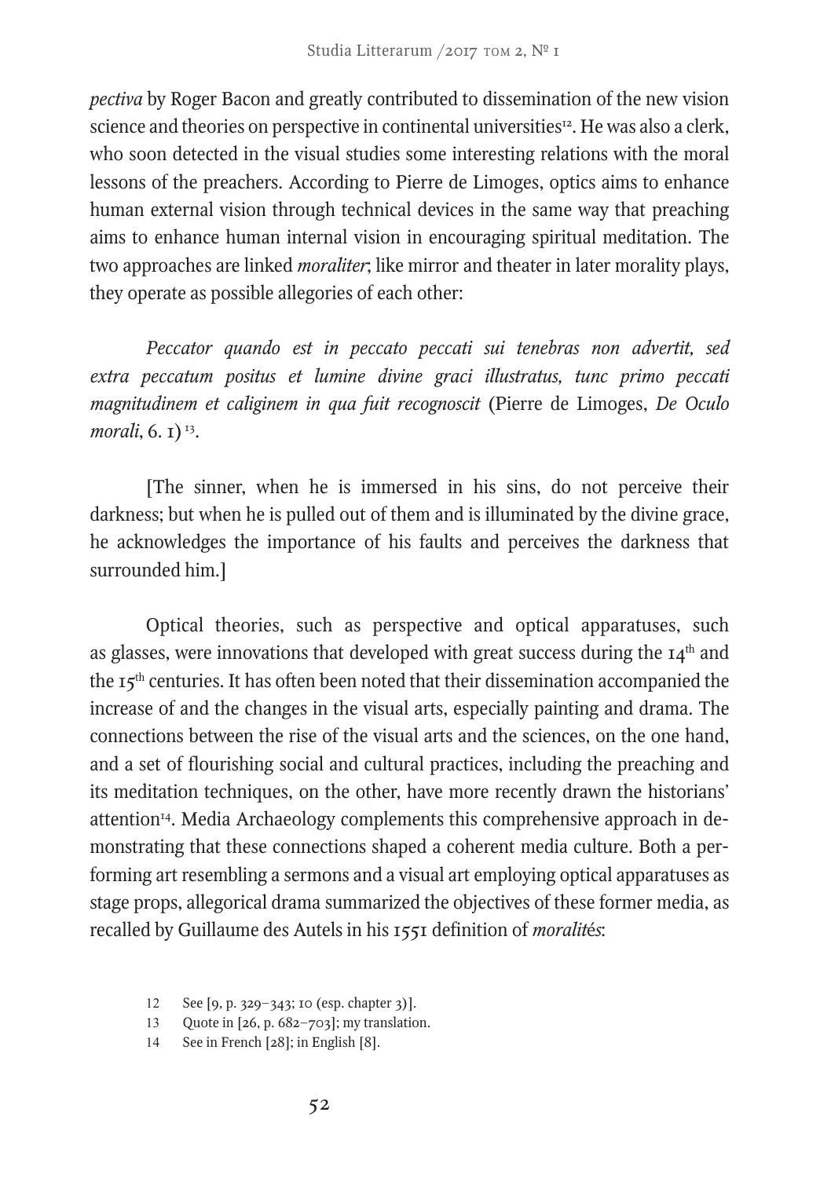*pectiva* by Roger Bacon and greatly contributed to dissemination of the new vision science and theories on perspective in continental universities[12]. He was also a clerk, who soon detected in the visual studies some interesting relations with the moral lessons of the preachers. According to Pierre de Limoges, optics aims to enhance human external vision through technical devices in the same way that preaching aims to enhance human internal vision in encouraging spiritual meditation. The two approaches are linked *moraliter*; like mirror and theater in later morality plays, they operate as possible allegories of each other:

*Peccator quando est in peccato peccati sui tenebras non advertit, sed extra peccatum positus et lumine divine graci illustratus, tunc primo peccati magnitudinem et caliginem in qua fuit recognoscit* (Pierre de Limoges, *De Oculo morali*, 6. 1) [13].

[The sinner, when he is immersed in his sins, do not perceive their darkness; but when he is pulled out of them and is illuminated by the divine grace, he acknowledges the importance of his faults and perceives the darkness that surrounded him.]

Optical theories, such as perspective and optical apparatuses, such as glasses, were innovations that developed with great success during the 14th and the 15th centuries. It has often been noted that their dissemination accompanied the increase of and the changes in the visual arts, especially painting and drama. The connections between the rise of the visual arts and the sciences, on the one hand, and a set of flourishing social and cultural practices, including the preaching and its meditation techniques, on the other, have more recently drawn the historians' attention[14]. Media Archaeology complements this comprehensive approach in demonstrating that these connections shaped a coherent media culture. Both a performing art resembling a sermons and a visual art employing optical apparatuses as stage props, allegorical drama summarized the objectives of these former media, as recalled by Guillaume des Autels in his 1551 definition of *moralités*:

12 See [9, p. 329–343; 10 (esp. chapter 3)].

13 Quote in [26, p. 682–703]; my translation.

14 See in French [28]; in English [8].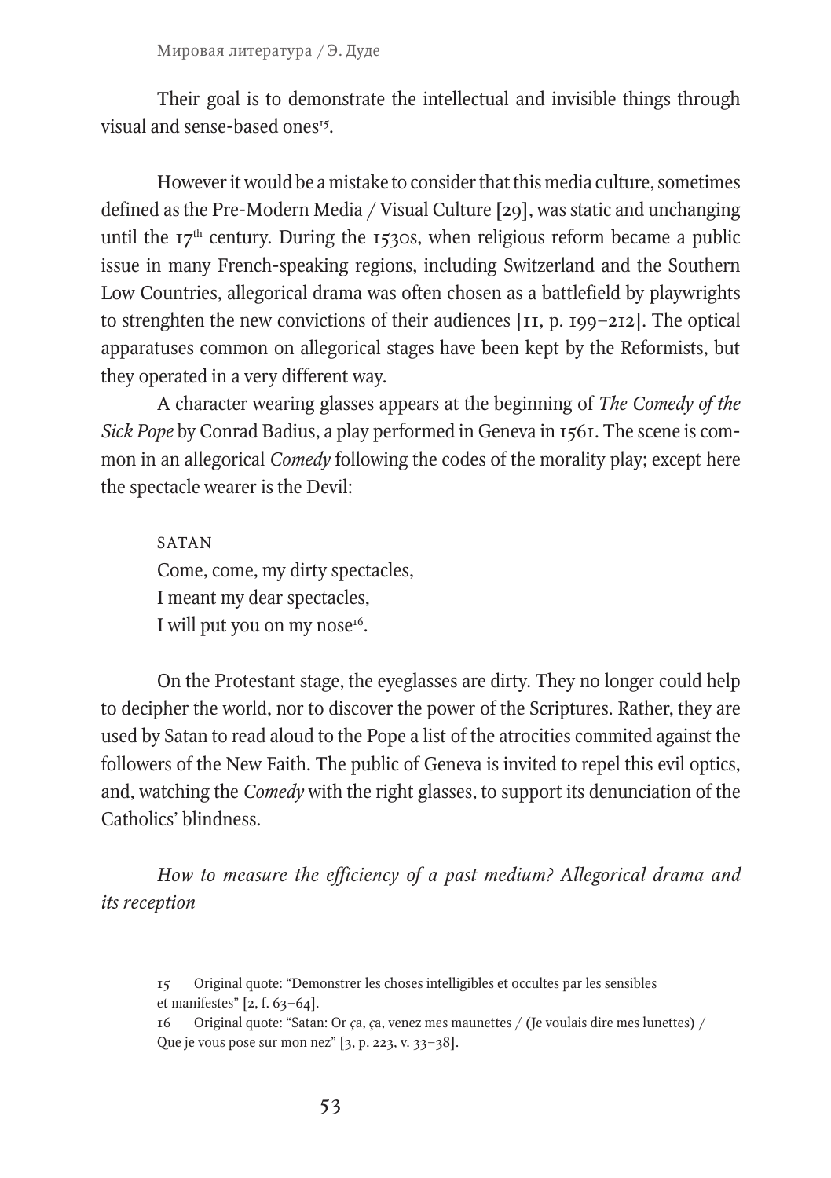Their goal is to demonstrate the intellectual and invisible things through visual and sense-based ones[15].

However it would be a mistake to consider that this media culture, sometimes defined as the Pre-Modern Media / Visual Culture [29], was static and unchanging until the 17th century. During the 1530s, when religious reform became a public issue in many French-speaking regions, including Switzerland and the Southern Low Countries, allegorical drama was often chosen as a battlefield by playwrights to strenghten the new convictions of their audiences [11, p. 199–212]. The optical apparatuses common on allegorical stages have been kept by the Reformists, but they operated in a very different way.

A character wearing glasses appears at the beginning of *The Comedy of the Sick Pope* by Conrad Badius, a play performed in Geneva in 1561. The scene is common in an allegorical *Comedy* following the codes of the morality play; except here the spectacle wearer is the Devil:

> SATAN
> Come, come, my dirty spectacles,
> I meant my dear spectacles,
> I will put you on my nose[16].

On the Protestant stage, the eyeglasses are dirty. They no longer could help to decipher the world, nor to discover the power of the Scriptures. Rather, they are used by Satan to read aloud to the Pope a list of the atrocities commited against the followers of the New Faith. The public of Geneva is invited to repel this evil optics, and, watching the *Comedy* with the right glasses, to support its denunciation of the Catholics' blindness.

*How to measure the efficiency of a past medium? Allegorical drama and its reception*

15 Original quote: "Demonstrer les choses intelligibles et occultes par les sensibles et manifestes" [2, f. 63–64].

16 Original quote: "Satan: Or ça, ça, venez mes maunettes / (Je voulais dire mes lunettes) / Que je vous pose sur mon nez" [3, p. 223, v. 33–38].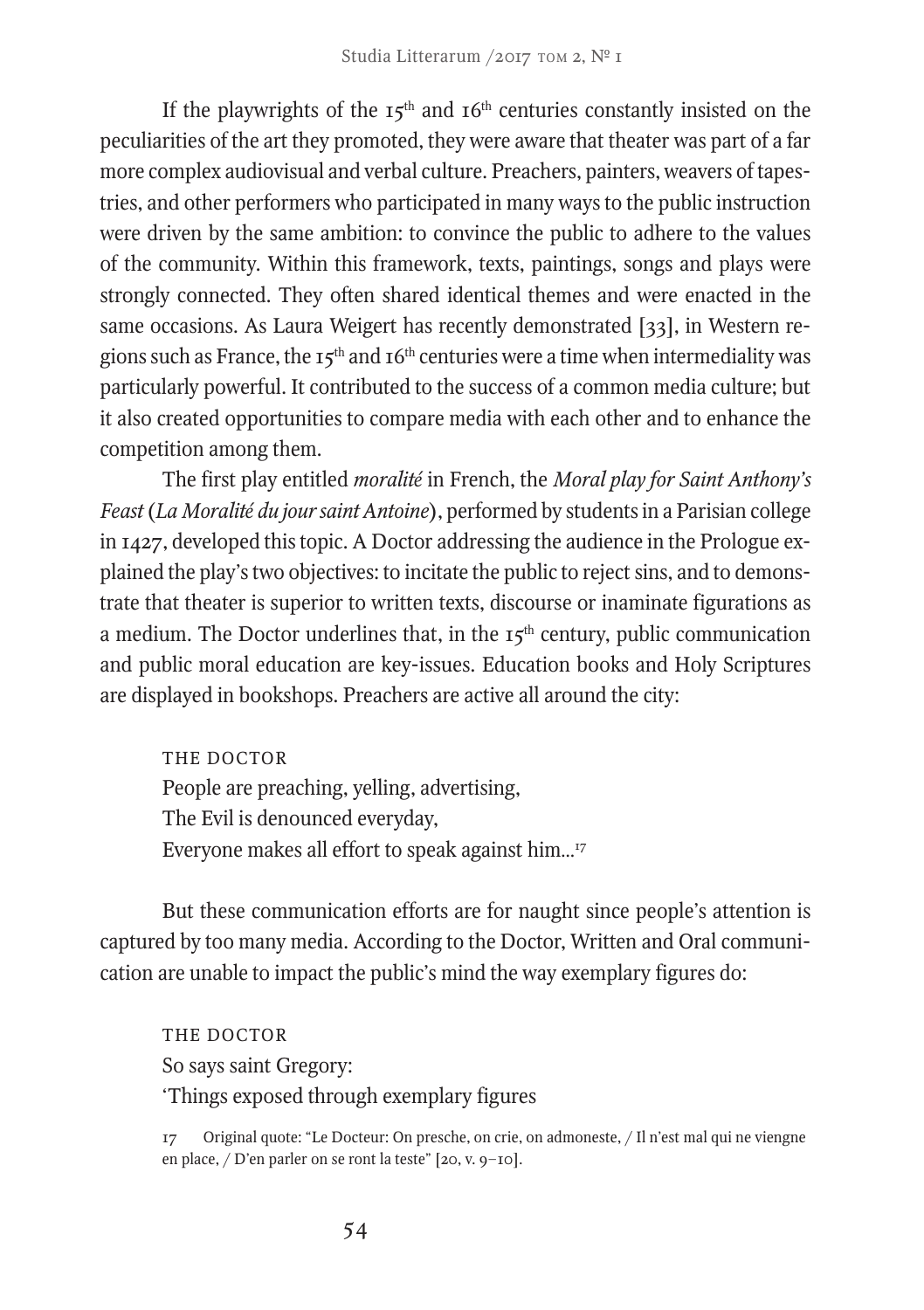If the playwrights of the 15th and 16th centuries constantly insisted on the peculiarities of the art they promoted, they were aware that theater was part of a far more complex audiovisual and verbal culture. Preachers, painters, weavers of tapestries, and other performers who participated in many ways to the public instruction were driven by the same ambition: to convince the public to adhere to the values of the community. Within this framework, texts, paintings, songs and plays were strongly connected. They often shared identical themes and were enacted in the same occasions. As Laura Weigert has recently demonstrated [33], in Western regions such as France, the 15th and 16th centuries were a time when intermediality was particularly powerful. It contributed to the success of a common media culture; but it also created opportunities to compare media with each other and to enhance the competition among them.

The first play entitled *moralité* in French, the *Moral play for Saint Anthony's Feast* (*La Moralité du jour saint Antoine*), performed by students in a Parisian college in 1427, developed this topic. A Doctor addressing the audience in the Prologue explained the play's two objectives: to incitate the public to reject sins, and to demonstrate that theater is superior to written texts, discourse or inaminate figurations as a medium. The Doctor underlines that, in the 15th century, public communication and public moral education are key-issues. Education books and Holy Scriptures are displayed in bookshops. Preachers are active all around the city:

> THE DOCTOR
> People are preaching, yelling, advertising,
> The Evil is denounced everyday,
> Everyone makes all effort to speak against him...[17]

But these communication efforts are for naught since people's attention is captured by too many media. According to the Doctor, Written and Oral communication are unable to impact the public's mind the way exemplary figures do:

> THE DOCTOR
> So says saint Gregory:
> 'Things exposed through exemplary figures

[17] Original quote: "Le Docteur: On presche, on crie, on admoneste, / Il n'est mal qui ne viengne en place, / D'en parler on se ront la teste" [20, v. 9–10].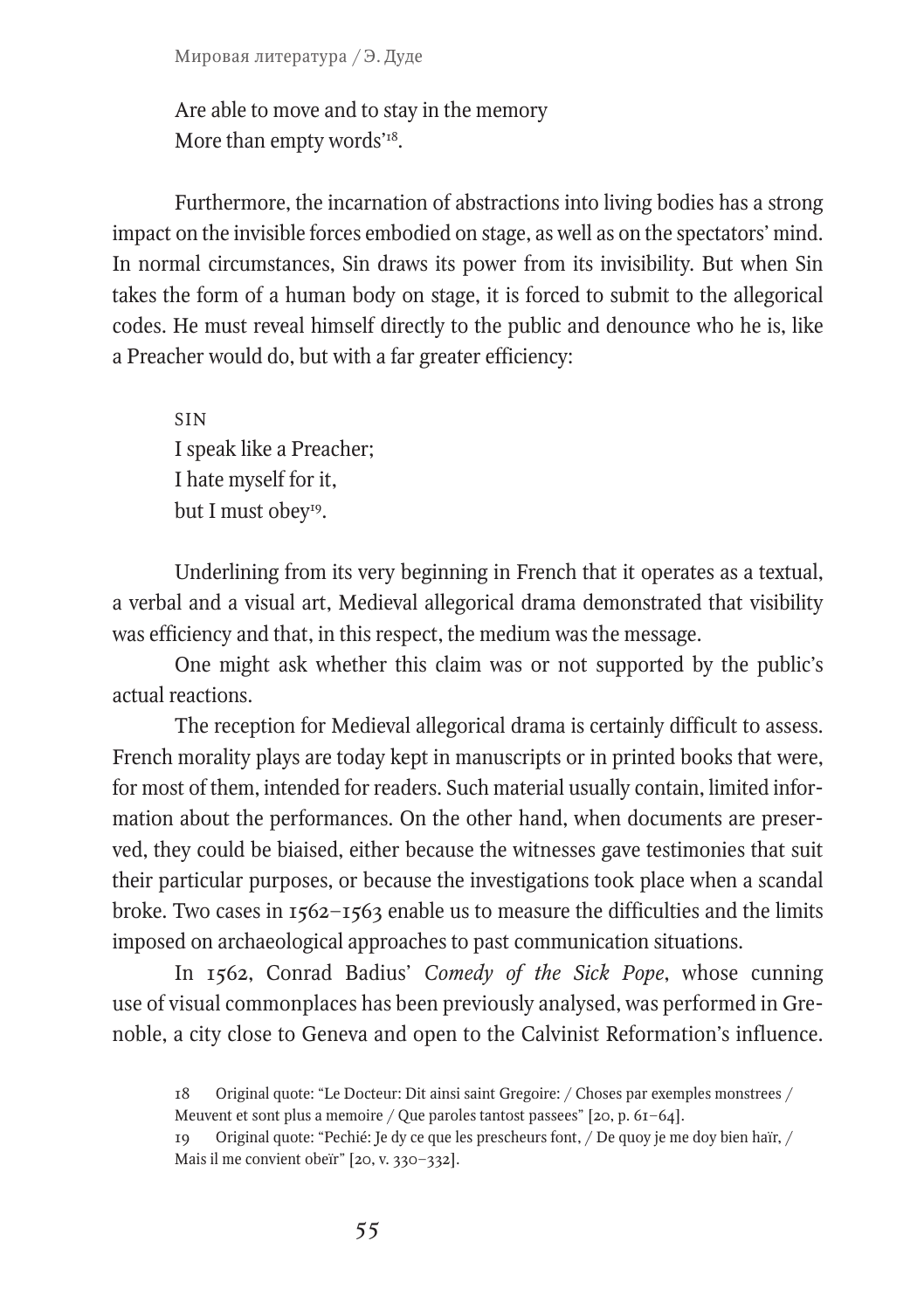Are able to move and to stay in the memory
More than empty words'[18].

Furthermore, the incarnation of abstractions into living bodies has a strong impact on the invisible forces embodied on stage, as well as on the spectators' mind. In normal circumstances, Sin draws its power from its invisibility. But when Sin takes the form of a human body on stage, it is forced to submit to the allegorical codes. He must reveal himself directly to the public and denounce who he is, like a Preacher would do, but with a far greater efficiency:

SIN
I speak like a Preacher;
I hate myself for it,
but I must obey[19].

Underlining from its very beginning in French that it operates as a textual, a verbal and a visual art, Medieval allegorical drama demonstrated that visibility was efficiency and that, in this respect, the medium was the message.

One might ask whether this claim was or not supported by the public's actual reactions.

The reception for Medieval allegorical drama is certainly difficult to assess. French morality plays are today kept in manuscripts or in printed books that were, for most of them, intended for readers. Such material usually contain, limited information about the performances. On the other hand, when documents are preserved, they could be biaised, either because the witnesses gave testimonies that suit their particular purposes, or because the investigations took place when a scandal broke. Two cases in 1562–1563 enable us to measure the difficulties and the limits imposed on archaeological approaches to past communication situations.

In 1562, Conrad Badius' *Comedy of the Sick Pope*, whose cunning use of visual commonplaces has been previously analysed, was performed in Grenoble, a city close to Geneva and open to the Calvinist Reformation's influence.

18 Original quote: "Le Docteur: Dit ainsi saint Gregoire: / Choses par exemples monstrees / Meuvent et sont plus a memoire / Que paroles tantost passees" [20, p. 61–64].

19 Original quote: "Pechié: Je dy ce que les prescheurs font, / De quoy je me doy bien haïr, / Mais il me convient obeïr" [20, v. 330–332].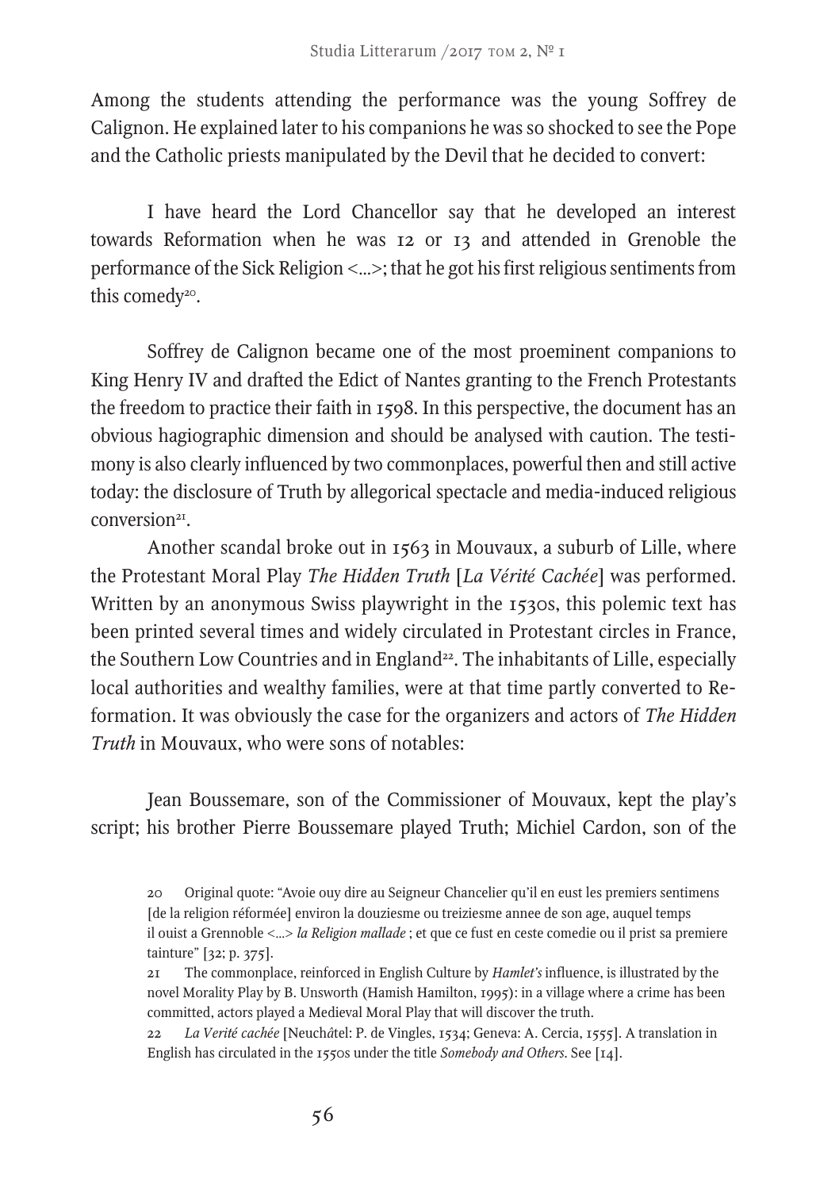Among the students attending the performance was the young Soffrey de Calignon. He explained later to his companions he was so shocked to see the Pope and the Catholic priests manipulated by the Devil that he decided to convert:

> I have heard the Lord Chancellor say that he developed an interest towards Reformation when he was 12 or 13 and attended in Grenoble the performance of the Sick Religion <...>; that he got his first religious sentiments from this comedy[20].

Soffrey de Calignon became one of the most proeminent companions to King Henry IV and drafted the Edict of Nantes granting to the French Protestants the freedom to practice their faith in 1598. In this perspective, the document has an obvious hagiographic dimension and should be analysed with caution. The testimony is also clearly influenced by two commonplaces, powerful then and still active today: the disclosure of Truth by allegorical spectacle and media-induced religious conversion[21].

Another scandal broke out in 1563 in Mouvaux, a suburb of Lille, where the Protestant Moral Play *The Hidden Truth* [*La Vérité Cachée*] was performed. Written by an anonymous Swiss playwright in the 1530s, this polemic text has been printed several times and widely circulated in Protestant circles in France, the Southern Low Countries and in England[22]. The inhabitants of Lille, especially local authorities and wealthy families, were at that time partly converted to Reformation. It was obviously the case for the organizers and actors of *The Hidden Truth* in Mouvaux, who were sons of notables:

> Jean Boussemare, son of the Commissioner of Mouvaux, kept the play's script; his brother Pierre Boussemare played Truth; Michiel Cardon, son of the

20 Original quote: "Avoie ouy dire au Seigneur Chancelier qu'il en eust les premiers sentimens [de la religion réformée] environ la douziesme ou treiziesme annee de son age, auquel temps il ouist a Grennoble <...> *la Religion mallade* ; et que ce fust en ceste comedie ou il prist sa premiere tainture" [32; p. 375].

21 The commonplace, reinforced in English Culture by *Hamlet's* influence, is illustrated by the novel Morality Play by B. Unsworth (Hamish Hamilton, 1995): in a village where a crime has been committed, actors played a Medieval Moral Play that will discover the truth.

22 *La Verité cachée* [Neuchâtel: P. de Vingles, 1534; Geneva: A. Cercia, 1555]. A translation in English has circulated in the 1550s under the title *Somebody and Others*. See [14].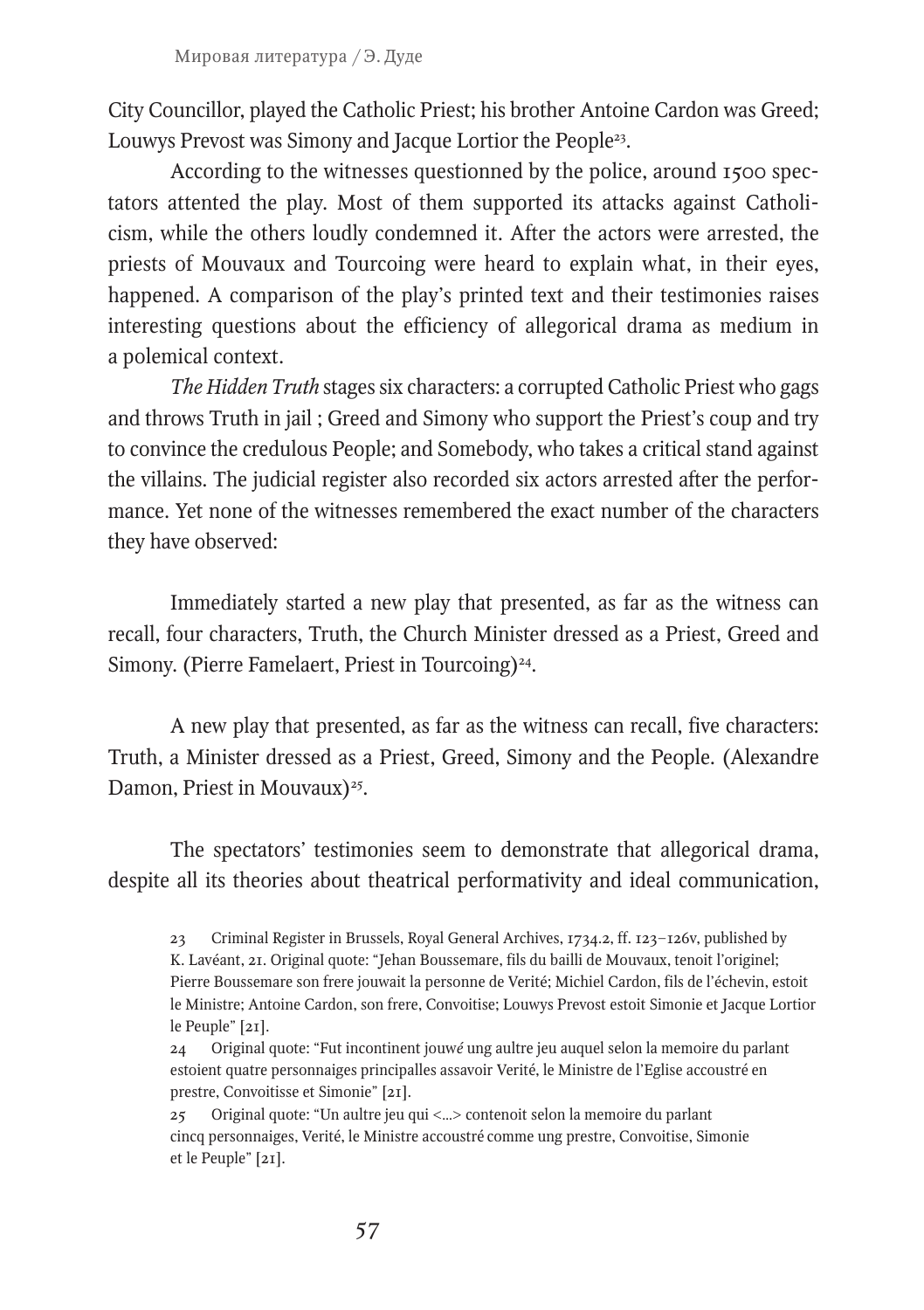City Councillor, played the Catholic Priest; his brother Antoine Cardon was Greed; Louwys Prevost was Simony and Jacque Lortior the People[23].

According to the witnesses questionned by the police, around 1500 spectators attented the play. Most of them supported its attacks against Catholicism, while the others loudly condemned it. After the actors were arrested, the priests of Mouvaux and Tourcoing were heard to explain what, in their eyes, happened. A comparison of the play's printed text and their testimonies raises interesting questions about the efficiency of allegorical drama as medium in a polemical context.

*The Hidden Truth* stages six characters: a corrupted Catholic Priest who gags and throws Truth in jail ; Greed and Simony who support the Priest's coup and try to convince the credulous People; and Somebody, who takes a critical stand against the villains. The judicial register also recorded six actors arrested after the performance. Yet none of the witnesses remembered the exact number of the characters they have observed:

> Immediately started a new play that presented, as far as the witness can recall, four characters, Truth, the Church Minister dressed as a Priest, Greed and Simony. (Pierre Famelaert, Priest in Tourcoing)[24].

> A new play that presented, as far as the witness can recall, five characters: Truth, a Minister dressed as a Priest, Greed, Simony and the People. (Alexandre Damon, Priest in Mouvaux)[25].

The spectators' testimonies seem to demonstrate that allegorical drama, despite all its theories about theatrical performativity and ideal communication,

23 Criminal Register in Brussels, Royal General Archives, 1734.2, ff. 123–126v, published by K. Lavéant, 21. Original quote: "Jehan Boussemare, fils du bailli de Mouvaux, tenoit l'originel; Pierre Boussemare son frere jouwait la personne de Verité; Michiel Cardon, fils de l'échevin, estoit le Ministre; Antoine Cardon, son frere, Convoitise; Louwys Prevost estoit Simonie et Jacque Lortior le Peuple" [21].

24 Original quote: "Fut incontinent jouw*é* ung aultre jeu auquel selon la memoire du parlant estoient quatre personnaiges principalles assavoir Verité, le Ministre de l'Eglise accoustré en prestre, Convoitisse et Simonie" [21].

25 Original quote: "Un aultre jeu qui <...> contenoit selon la memoire du parlant cincq personnaiges, Verité, le Ministre accoustré comme ung prestre, Convoitise, Simonie et le Peuple" [21].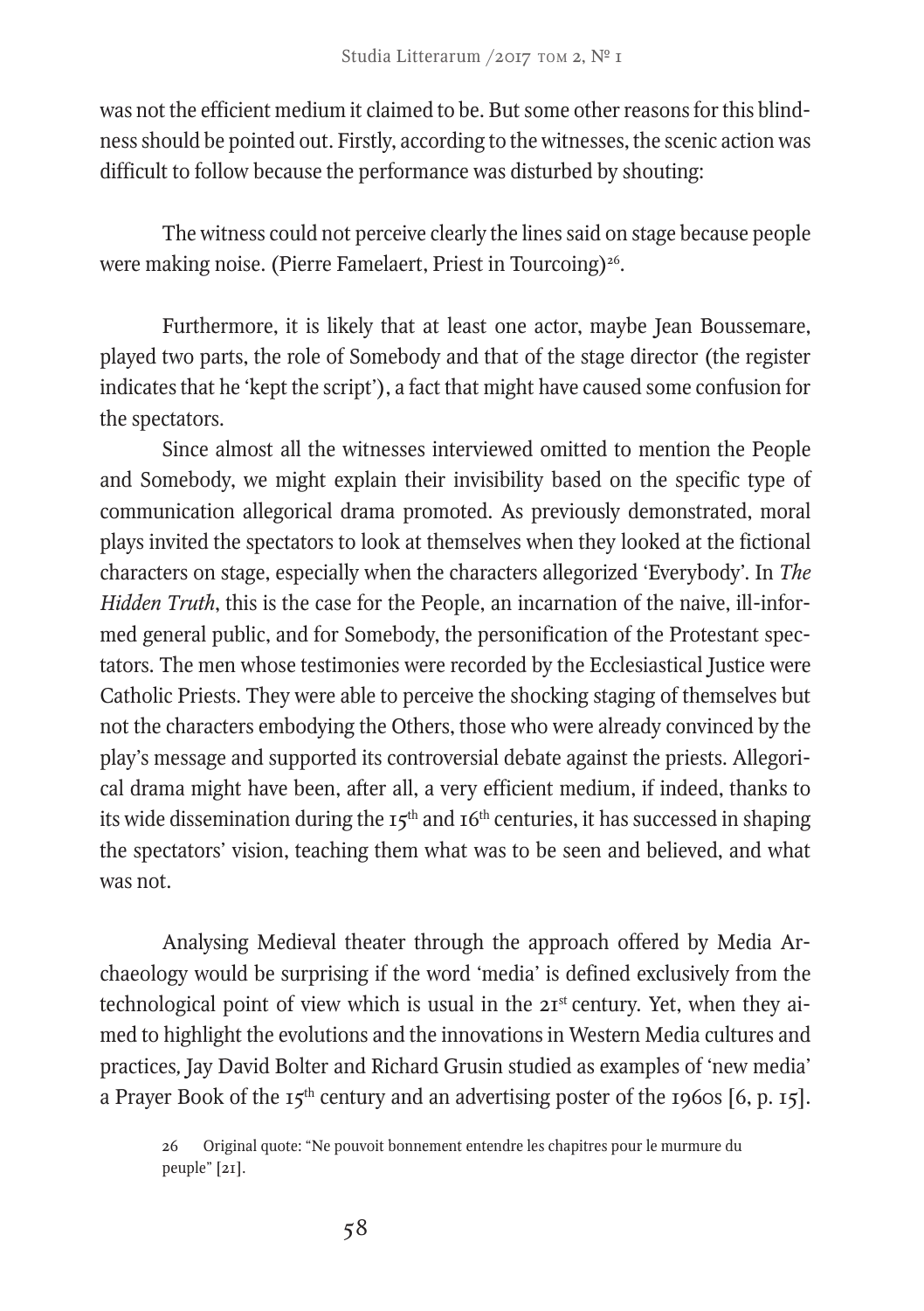was not the efficient medium it claimed to be. But some other reasons for this blindness should be pointed out. Firstly, according to the witnesses, the scenic action was difficult to follow because the performance was disturbed by shouting:

> The witness could not perceive clearly the lines said on stage because people were making noise. (Pierre Famelaert, Priest in Tourcoing)[26].

Furthermore, it is likely that at least one actor, maybe Jean Boussemare, played two parts, the role of Somebody and that of the stage director (the register indicates that he 'kept the script'), a fact that might have caused some confusion for the spectators.

Since almost all the witnesses interviewed omitted to mention the People and Somebody, we might explain their invisibility based on the specific type of communication allegorical drama promoted. As previously demonstrated, moral plays invited the spectators to look at themselves when they looked at the fictional characters on stage, especially when the characters allegorized 'Everybody'. In *The Hidden Truth*, this is the case for the People, an incarnation of the naive, ill-informed general public, and for Somebody, the personification of the Protestant spectators. The men whose testimonies were recorded by the Ecclesiastical Justice were Catholic Priests. They were able to perceive the shocking staging of themselves but not the characters embodying the Others, those who were already convinced by the play's message and supported its controversial debate against the priests. Allegorical drama might have been, after all, a very efficient medium, if indeed, thanks to its wide dissemination during the 15th and 16th centuries, it has successed in shaping the spectators' vision, teaching them what was to be seen and believed, and what was not.

Analysing Medieval theater through the approach offered by Media Archaeology would be surprising if the word 'media' is defined exclusively from the technological point of view which is usual in the 21st century. Yet, when they aimed to highlight the evolutions and the innovations in Western Media cultures and practices, Jay David Bolter and Richard Grusin studied as examples of 'new media' a Prayer Book of the 15th century and an advertising poster of the 1960s [6, p. 15].

---

26 Original quote: "Ne pouvoit bonnement entendre les chapitres pour le murmure du peuple" [21].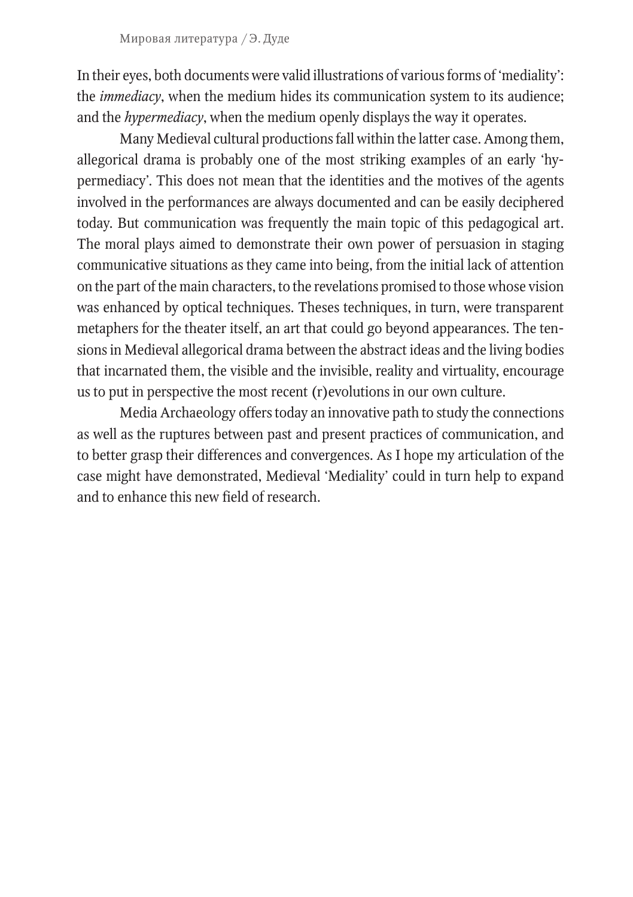In their eyes, both documents were valid illustrations of various forms of 'mediality': the *immediacy*, when the medium hides its communication system to its audience; and the *hypermediacy*, when the medium openly displays the way it operates.

Many Medieval cultural productions fall within the latter case. Among them, allegorical drama is probably one of the most striking examples of an early 'hypermediacy'. This does not mean that the identities and the motives of the agents involved in the performances are always documented and can be easily deciphered today. But communication was frequently the main topic of this pedagogical art. The moral plays aimed to demonstrate their own power of persuasion in staging communicative situations as they came into being, from the initial lack of attention on the part of the main characters, to the revelations promised to those whose vision was enhanced by optical techniques. Theses techniques, in turn, were transparent metaphers for the theater itself, an art that could go beyond appearances. The tensions in Medieval allegorical drama between the abstract ideas and the living bodies that incarnated them, the visible and the invisible, reality and virtuality, encourage us to put in perspective the most recent (r)evolutions in our own culture.

Media Archaeology offers today an innovative path to study the connections as well as the ruptures between past and present practices of communication, and to better grasp their differences and convergences. As I hope my articulation of the case might have demonstrated, Medieval 'Mediality' could in turn help to expand and to enhance this new field of research.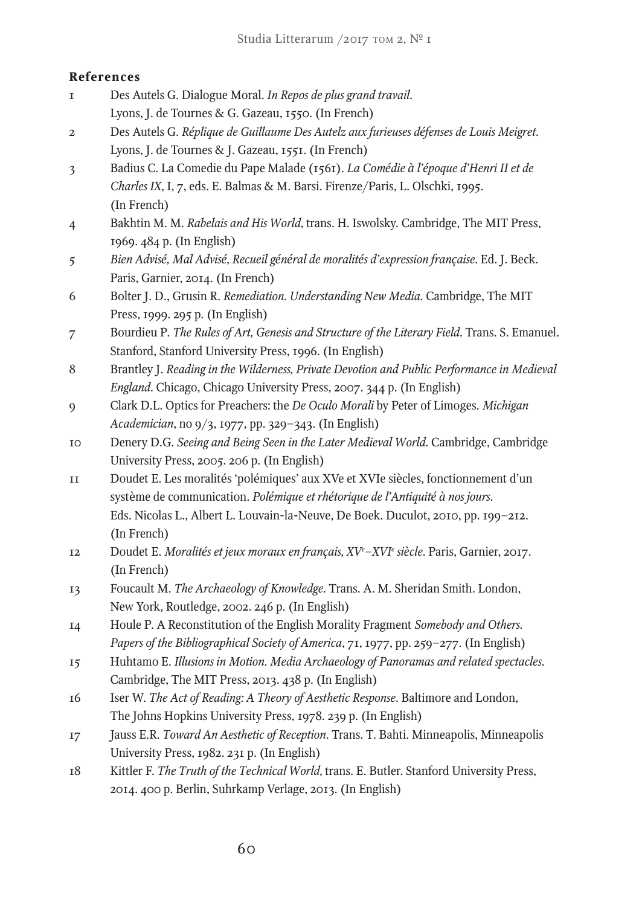**References**

1. Des Autels G. Dialogue Moral. *In Repos de plus grand travail*. Lyons, J. de Tournes & G. Gazeau, 1550. (In French)
2. Des Autels G. *Réplique de Guillaume Des Autelz aux furieuses défenses de Louis Meigret*. Lyons, J. de Tournes & J. Gazeau, 1551. (In French)
3. Badius C. La Comedie du Pape Malade (1561). *La Comédie à l'époque d'Henri II et de Charles IX*, I, 7, eds. E. Balmas & M. Barsi. Firenze/Paris, L. Olschki, 1995. (In French)
4. Bakhtin M. M. *Rabelais and His World*, trans. H. Iswolsky. Cambridge, The MIT Press, 1969. 484 p. (In English)
5. *Bien Advisé, Mal Advisé, Recueil général de moralités d'expression française*. Ed. J. Beck. Paris, Garnier, 2014. (In French)
6. Bolter J. D., Grusin R. *Remediation. Understanding New Media*. Cambridge, The MIT Press, 1999. 295 p. (In English)
7. Bourdieu P. *The Rules of Art, Genesis and Structure of the Literary Field*. Trans. S. Emanuel. Stanford, Stanford University Press, 1996. (In English)
8. Brantley J. *Reading in the Wilderness, Private Devotion and Public Performance in Medieval England*. Chicago, Chicago University Press, 2007. 344 p. (In English)
9. Clark D.L. Optics for Preachers: the *De Oculo Morali* by Peter of Limoges. *Michigan Academician*, no 9/3, 1977, pp. 329–343. (In English)
10. Denery D.G. *Seeing and Being Seen in the Later Medieval World*. Cambridge, Cambridge University Press, 2005. 206 p. (In English)
11. Doudet E. Les moralités 'polémiques' aux XVe et XVIe siècles, fonctionnement d'un système de communication. *Polémique et rhétorique de l'Antiquité à nos jours*. Eds. Nicolas L., Albert L. Louvain-la-Neuve, De Boek. Duculot, 2010, pp. 199–212. (In French)
12. Doudet E. *Moralités et jeux moraux en français, XVe–XVIe siècle*. Paris, Garnier, 2017. (In French)
13. Foucault M. *The Archaeology of Knowledge*. Trans. A. M. Sheridan Smith. London, New York, Routledge, 2002. 246 p. (In English)
14. Houle P. A Reconstitution of the English Morality Fragment *Somebody and Others*. *Papers of the Bibliographical Society of America*, 71, 1977, pp. 259–277. (In English)
15. Huhtamo E. *Illusions in Motion. Media Archaeology of Panoramas and related spectacles*. Cambridge, The MIT Press, 2013. 438 p. (In English)
16. Iser W. *The Act of Reading: A Theory of Aesthetic Response*. Baltimore and London, The Johns Hopkins University Press, 1978. 239 p. (In English)
17. Jauss E.R. *Toward An Aesthetic of Reception*. Trans. T. Bahti. Minneapolis, Minneapolis University Press, 1982. 231 p. (In English)
18. Kittler F. *The Truth of the Technical World*, trans. E. Butler. Stanford University Press, 2014. 400 p. Berlin, Suhrkamp Verlage, 2013. (In English)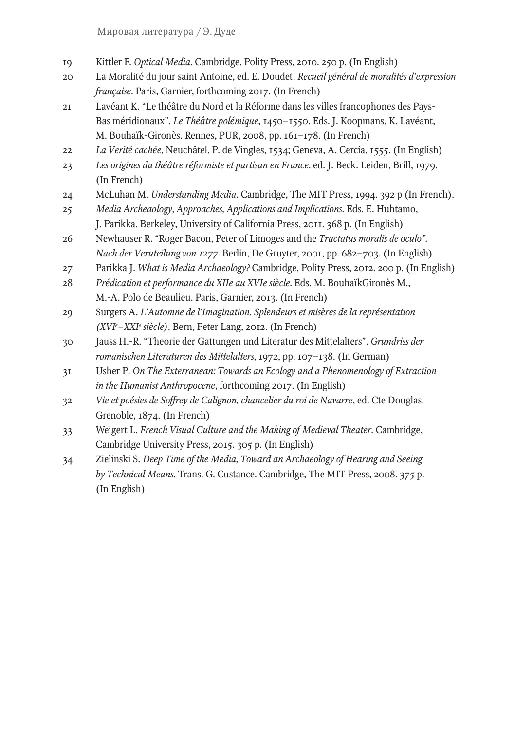19 Kittler F. *Optical Media*. Cambridge, Polity Press, 2010. 250 p. (In English)

20 La Moralité du jour saint Antoine, ed. E. Doudet. *Recueil général de moralités d'expression française*. Paris, Garnier, forthcoming 2017. (In French)

21 Lavéant K. "Le théâtre du Nord et la Réforme dans les villes francophones des Pays-Bas méridionaux". *Le Théâtre polémique*, 1450–1550. Eds. J. Koopmans, K. Lavéant, M. Bouhaïk-Gironès. Rennes, PUR, 2008, pp. 161–178. (In French)

22 *La Verité cachée*, Neuchâtel, P. de Vingles, 1534; Geneva, A. Cercia, 1555. (In English)

23 *Les origines du théâtre réformiste et partisan en France*. ed. J. Beck. Leiden, Brill, 1979. (In French)

24 McLuhan M. *Understanding Media*. Cambridge, The MIT Press, 1994. 392 p (In French).

25 *Media Archeaology, Approaches, Applications and Implications*. Eds. E. Huhtamo, J. Parikka. Berkeley, University of California Press, 2011. 368 p. (In English)

26 Newhauser R. "Roger Bacon, Peter of Limoges and the *Tractatus moralis de oculo". Nach der Veruteilung von 1277*. Berlin, De Gruyter, 2001, pp. 682–703. (In English)

27 Parikka J. *What is Media Archaeology?* Cambridge, Polity Press, 2012. 200 p. (In English)

28 *Prédication et performance du XIIe au XVIe siècle*. Eds. M. BouhaïkGironès M., M.-A. Polo de Beaulieu. Paris, Garnier, 2013. (In French)

29 Surgers A. *L'Automne de l'Imagination. Splendeurs et misères de la représentation (XVIe–XXIe siècle)*. Bern, Peter Lang, 2012. (In French)

30 Jauss H.-R. "Theorie der Gattungen und Literatur des Mittelalters". *Grundriss der romanischen Literaturen des Mittelalters*, 1972, pp. 107–138. (In German)

31 Usher P. *On The Exterranean: Towards an Ecology and a Phenomenology of Extraction in the Humanist Anthropocene*, forthcoming 2017. (In English)

32 *Vie et poésies de Soffrey de Calignon, chancelier du roi de Navarre*, ed. Cte Douglas. Grenoble, 1874. (In French)

33 Weigert L. *French Visual Culture and the Making of Medieval Theater*. Cambridge, Cambridge University Press, 2015. 305 p. (In English)

34 Zielinski S. *Deep Time of the Media, Toward an Archaeology of Hearing and Seeing by Technical Means*. Trans. G. Custance. Cambridge, The MIT Press, 2008. 375 p. (In English)